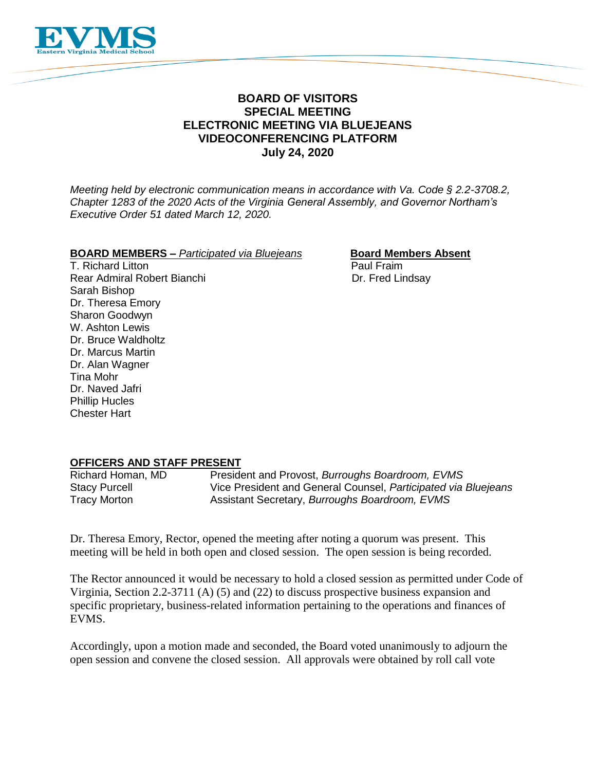EVMS
Eastern Virginia Medical School

# BOARD OF VISITORS
## SPECIAL MEETING
## ELECTRONIC MEETING VIA BLUEJEANS VIDEOCONFERENCING PLATFORM
## July 24, 2020

*Meeting held by electronic communication means in accordance with Va. Code § 2.2-3708.2, Chapter 1283 of the 2020 Acts of the Virginia General Assembly, and Governor Northam's Executive Order 51 dated March 12, 2020.*

**BOARD MEMBERS –** *Participated via Bluejeans*

T. Richard Litton
Rear Admiral Robert Bianchi
Sarah Bishop
Dr. Theresa Emory
Sharon Goodwyn
W. Ashton Lewis
Dr. Bruce Waldholtz
Dr. Marcus Martin
Dr. Alan Wagner
Tina Mohr
Dr. Naved Jafri
Phillip Hucles
Chester Hart

**Board Members Absent**

Paul Fraim
Dr. Fred Lindsay

**OFFICERS AND STAFF PRESENT**

| | |
|---|---|
| Richard Homan, MD | President and Provost, *Burroughs Boardroom, EVMS* |
| Stacy Purcell | Vice President and General Counsel, *Participated via Bluejeans* |
| Tracy Morton | Assistant Secretary, *Burroughs Boardroom, EVMS* |

Dr. Theresa Emory, Rector, opened the meeting after noting a quorum was present. This meeting will be held in both open and closed session. The open session is being recorded.

The Rector announced it would be necessary to hold a closed session as permitted under Code of Virginia, Section 2.2-3711 (A) (5) and (22) to discuss prospective business expansion and specific proprietary, business-related information pertaining to the operations and finances of EVMS.

Accordingly, upon a motion made and seconded, the Board voted unanimously to adjourn the open session and convene the closed session. All approvals were obtained by roll call vote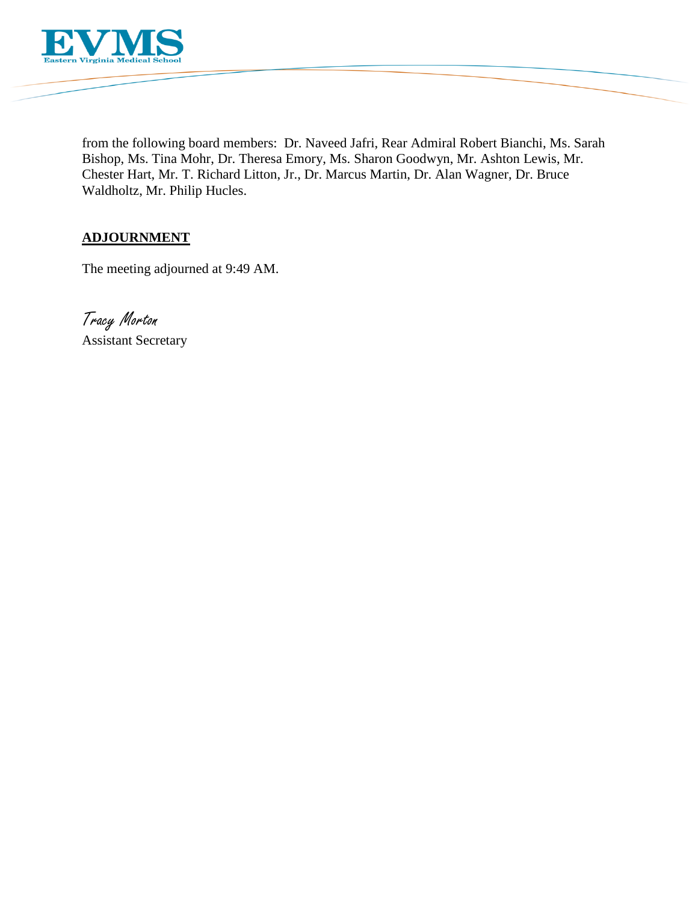from the following board members: Dr. Naveed Jafri, Rear Admiral Robert Bianchi, Ms. Sarah Bishop, Ms. Tina Mohr, Dr. Theresa Emory, Ms. Sharon Goodwyn, Mr. Ashton Lewis, Mr. Chester Hart, Mr. T. Richard Litton, Jr., Dr. Marcus Martin, Dr. Alan Wagner, Dr. Bruce Waldholtz, Mr. Philip Hucles.

## ADJOURNMENT

The meeting adjourned at 9:49 AM.

Tracy Morton
Assistant Secretary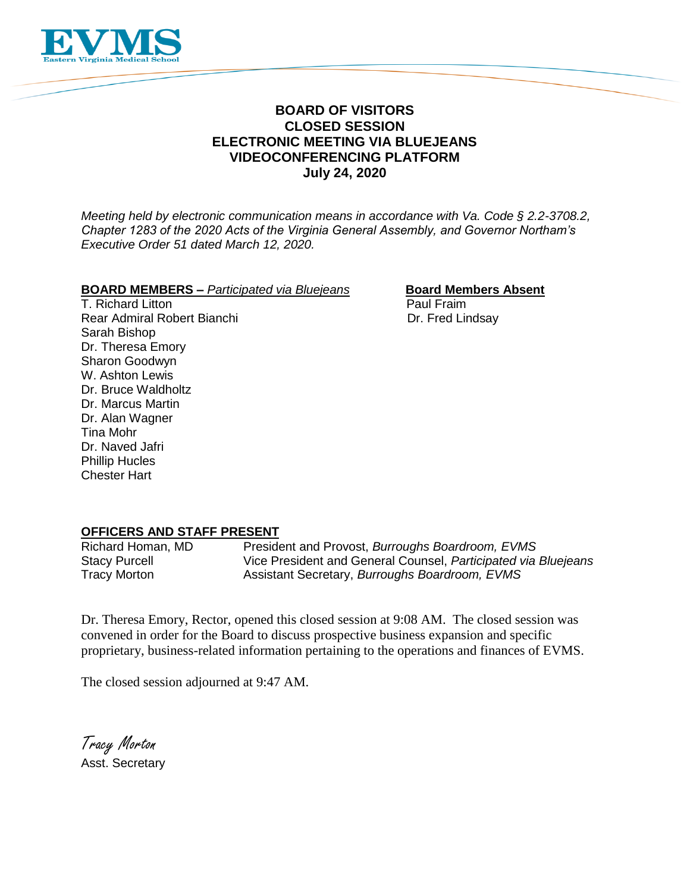# BOARD OF VISITORS
## CLOSED SESSION
## ELECTRONIC MEETING VIA BLUEJEANS VIDEOCONFERENCING PLATFORM
## July 24, 2020

*Meeting held by electronic communication means in accordance with Va. Code § 2.2-3708.2, Chapter 1283 of the 2020 Acts of the Virginia General Assembly, and Governor Northam's Executive Order 51 dated March 12, 2020.*

**BOARD MEMBERS –** *Participated via Bluejeans*

T. Richard Litton
Rear Admiral Robert Bianchi
Sarah Bishop
Dr. Theresa Emory
Sharon Goodwyn
W. Ashton Lewis
Dr. Bruce Waldholtz
Dr. Marcus Martin
Dr. Alan Wagner
Tina Mohr
Dr. Naved Jafri
Phillip Hucles
Chester Hart

**Board Members Absent**

Paul Fraim
Dr. Fred Lindsay

**OFFICERS AND STAFF PRESENT**

| | |
|---|---|
| Richard Homan, MD | President and Provost, *Burroughs Boardroom, EVMS* |
| Stacy Purcell | Vice President and General Counsel, *Participated via Bluejeans* |
| Tracy Morton | Assistant Secretary, *Burroughs Boardroom, EVMS* |

Dr. Theresa Emory, Rector, opened this closed session at 9:08 AM. The closed session was convened in order for the Board to discuss prospective business expansion and specific proprietary, business-related information pertaining to the operations and finances of EVMS.

The closed session adjourned at 9:47 AM.

Tracy Morton
Asst. Secretary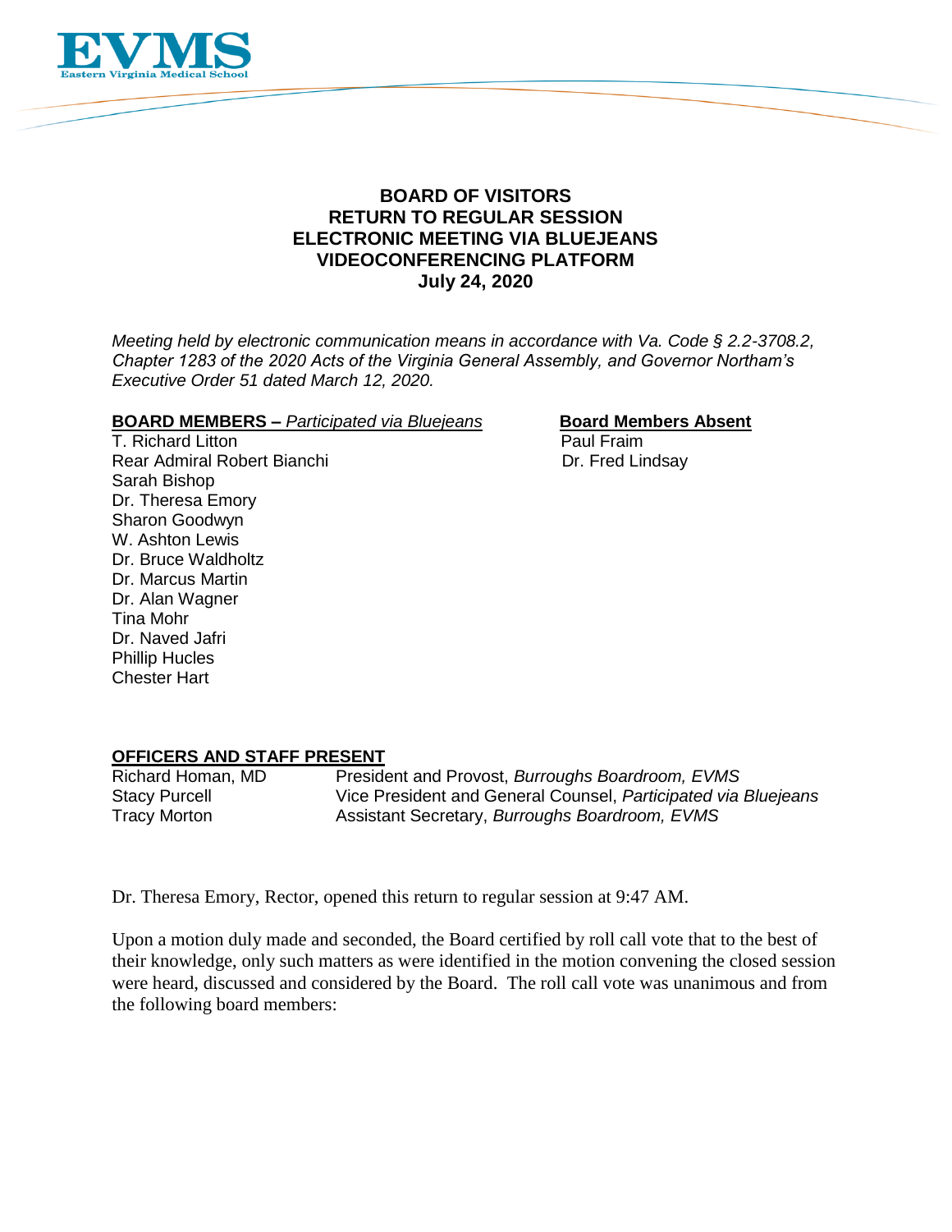# BOARD OF VISITORS
# RETURN TO REGULAR SESSION
# ELECTRONIC MEETING VIA BLUEJEANS VIDEOCONFERENCING PLATFORM
# July 24, 2020

*Meeting held by electronic communication means in accordance with Va. Code § 2.2-3708.2, Chapter 1283 of the 2020 Acts of the Virginia General Assembly, and Governor Northam's Executive Order 51 dated March 12, 2020.*

**BOARD MEMBERS –** *Participated via Bluejeans*

T. Richard Litton
Rear Admiral Robert Bianchi
Sarah Bishop
Dr. Theresa Emory
Sharon Goodwyn
W. Ashton Lewis
Dr. Bruce Waldholtz
Dr. Marcus Martin
Dr. Alan Wagner
Tina Mohr
Dr. Naved Jafri
Phillip Hucles
Chester Hart

**Board Members Absent**

Paul Fraim
Dr. Fred Lindsay

**OFFICERS AND STAFF PRESENT**

| | |
|---|---|
| Richard Homan, MD | President and Provost, *Burroughs Boardroom, EVMS* |
| Stacy Purcell | Vice President and General Counsel, *Participated via Bluejeans* |
| Tracy Morton | Assistant Secretary, *Burroughs Boardroom, EVMS* |

Dr. Theresa Emory, Rector, opened this return to regular session at 9:47 AM.

Upon a motion duly made and seconded, the Board certified by roll call vote that to the best of their knowledge, only such matters as were identified in the motion convening the closed session were heard, discussed and considered by the Board. The roll call vote was unanimous and from the following board members: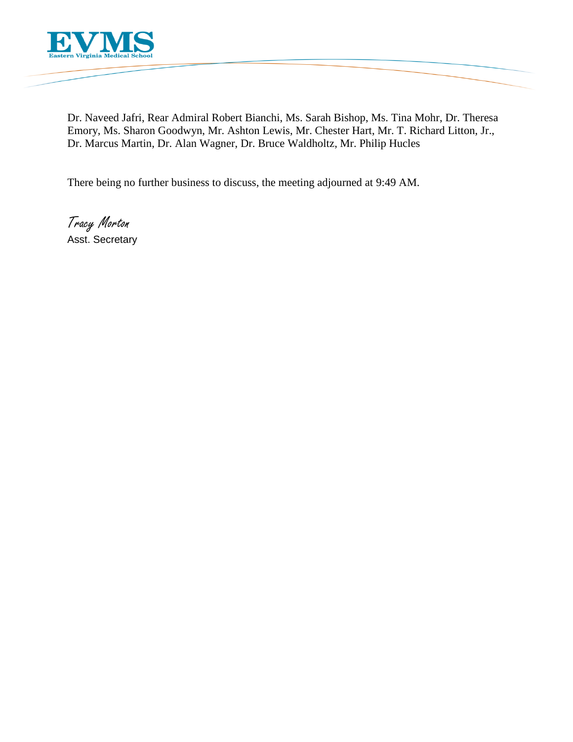Dr. Naveed Jafri, Rear Admiral Robert Bianchi, Ms. Sarah Bishop, Ms. Tina Mohr, Dr. Theresa Emory, Ms. Sharon Goodwyn, Mr. Ashton Lewis, Mr. Chester Hart, Mr. T. Richard Litton, Jr., Dr. Marcus Martin, Dr. Alan Wagner, Dr. Bruce Waldholtz, Mr. Philip Hucles

There being no further business to discuss, the meeting adjourned at 9:49 AM.

*Tracy Morton*
Asst. Secretary